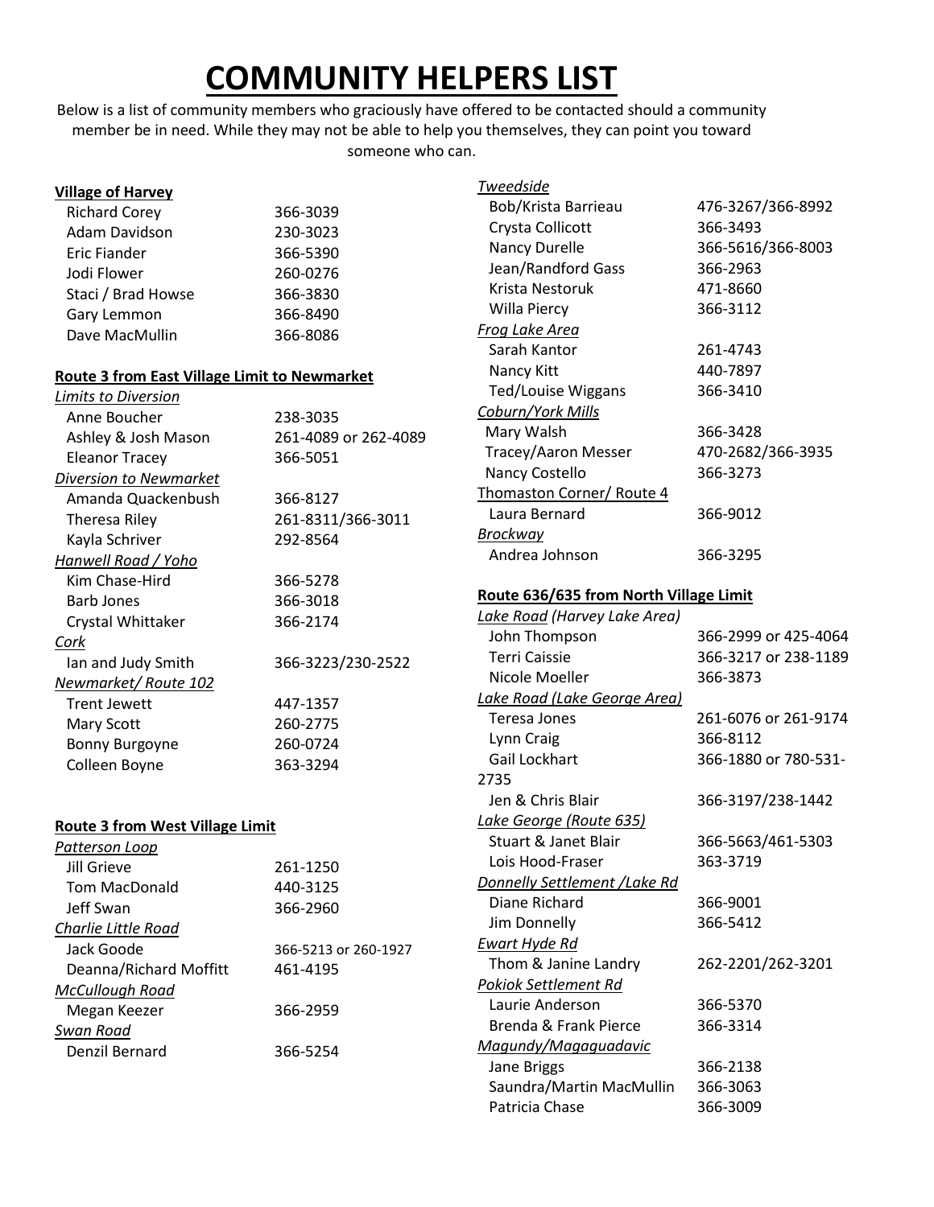# COMMUNITY HELPERS LIST

Below is a list of community members who graciously have offered to be contacted should a community member be in need. While they may not be able to help you themselves, they can point you toward someone who can.

**Village of Harvey**

| | |
|---|---|
| Richard Corey | 366-3039 |
| Adam Davidson | 230-3023 |
| Eric Fiander | 366-5390 |
| Jodi Flower | 260-0276 |
| Staci / Brad Howse | 366-3830 |
| Gary Lemmon | 366-8490 |
| Dave MacMullin | 366-8086 |

**Route 3 from East Village Limit to Newmarket**

*Limits to Diversion*

| | |
|---|---|
| Anne Boucher | 238-3035 |
| Ashley & Josh Mason | 261-4089 or 262-4089 |
| Eleanor Tracey | 366-5051 |

*Diversion to Newmarket*

| | |
|---|---|
| Amanda Quackenbush | 366-8127 |
| Theresa Riley | 261-8311/366-3011 |
| Kayla Schriver | 292-8564 |

*Hanwell Road / Yoho*

| | |
|---|---|
| Kim Chase-Hird | 366-5278 |
| Barb Jones | 366-3018 |
| Crystal Whittaker | 366-2174 |

*Cork*

| | |
|---|---|
| Ian and Judy Smith | 366-3223/230-2522 |

*Newmarket/ Route 102*

| | |
|---|---|
| Trent Jewett | 447-1357 |
| Mary Scott | 260-2775 |
| Bonny Burgoyne | 260-0724 |
| Colleen Boyne | 363-3294 |

**Route 3 from West Village Limit**

*Patterson Loop*

| | |
|---|---|
| Jill Grieve | 261-1250 |
| Tom MacDonald | 440-3125 |
| Jeff Swan | 366-2960 |

*Charlie Little Road*

| | |
|---|---|
| Jack Goode | 366-5213 or 260-1927 |
| Deanna/Richard Moffitt | 461-4195 |

*McCullough Road*

| | |
|---|---|
| Megan Keezer | 366-2959 |

*Swan Road*

| | |
|---|---|
| Denzil Bernard | 366-5254 |

*Tweedside*

| | |
|---|---|
| Bob/Krista Barrieau | 476-3267/366-8992 |
| Crysta Collicott | 366-3493 |
| Nancy Durelle | 366-5616/366-8003 |
| Jean/Randford Gass | 366-2963 |
| Krista Nestoruk | 471-8660 |
| Willa Piercy | 366-3112 |

*Frog Lake Area*

| | |
|---|---|
| Sarah Kantor | 261-4743 |
| Nancy Kitt | 440-7897 |
| Ted/Louise Wiggans | 366-3410 |

*Coburn/York Mills*

| | |
|---|---|
| Mary Walsh | 366-3428 |
| Tracey/Aaron Messer | 470-2682/366-3935 |
| Nancy Costello | 366-3273 |

Thomaston Corner/ Route 4

| | |
|---|---|
| Laura Bernard | 366-9012 |

*Brockway*

| | |
|---|---|
| Andrea Johnson | 366-3295 |

**Route 636/635 from North Village Limit**

*Lake Road (Harvey Lake Area)*

| | |
|---|---|
| John Thompson | 366-2999 or 425-4064 |
| Terri Caissie | 366-3217 or 238-1189 |
| Nicole Moeller | 366-3873 |

*Lake Road (Lake George Area)*

| | |
|---|---|
| Teresa Jones | 261-6076 or 261-9174 |
| Lynn Craig | 366-8112 |
| Gail Lockhart | 366-1880 or 780-531-2735 |
| Jen & Chris Blair | 366-3197/238-1442 |

*Lake George (Route 635)*

| | |
|---|---|
| Stuart & Janet Blair | 366-5663/461-5303 |
| Lois Hood-Fraser | 363-3719 |

*Donnelly Settlement /Lake Rd*

| | |
|---|---|
| Diane Richard | 366-9001 |
| Jim Donnelly | 366-5412 |

*Ewart Hyde Rd*

| | |
|---|---|
| Thom & Janine Landry | 262-2201/262-3201 |

*Pokiok Settlement Rd*

| | |
|---|---|
| Laurie Anderson | 366-5370 |
| Brenda & Frank Pierce | 366-3314 |

*Magundy/Magaguadavic*

| | |
|---|---|
| Jane Briggs | 366-2138 |
| Saundra/Martin MacMullin | 366-3063 |
| Patricia Chase | 366-3009 |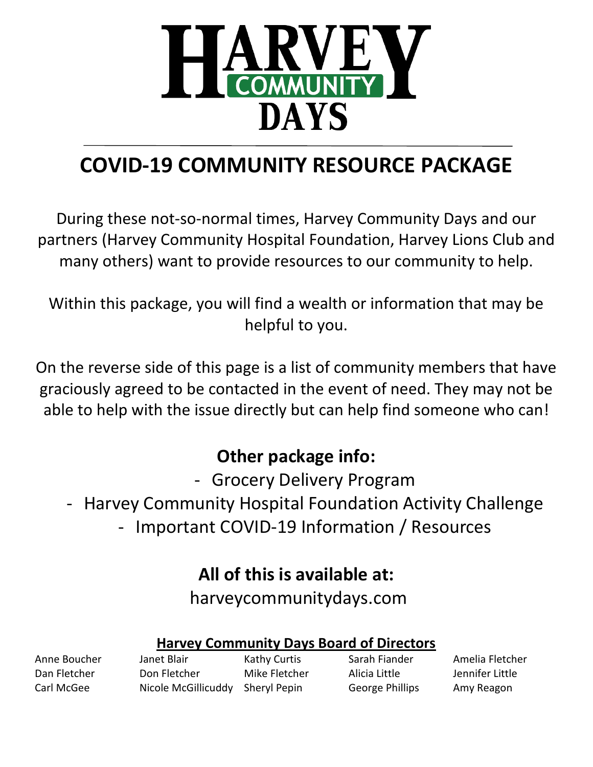# HARVEY COMMUNITY DAYS

## COVID-19 COMMUNITY RESOURCE PACKAGE

During these not-so-normal times, Harvey Community Days and our partners (Harvey Community Hospital Foundation, Harvey Lions Club and many others) want to provide resources to our community to help.

Within this package, you will find a wealth or information that may be helpful to you.

On the reverse side of this page is a list of community members that have graciously agreed to be contacted in the event of need. They may not be able to help with the issue directly but can help find someone who can!

### Other package info:

- Grocery Delivery Program
- Harvey Community Hospital Foundation Activity Challenge
- Important COVID-19 Information / Resources

### All of this is available at:

harveycommunitydays.com

**Harvey Community Days Board of Directors**

| | | | | |
|---|---|---|---|---|
| Anne Boucher | Janet Blair | Kathy Curtis | Sarah Fiander | Amelia Fletcher |
| Dan Fletcher | Don Fletcher | Mike Fletcher | Alicia Little | Jennifer Little |
| Carl McGee | Nicole McGillicuddy | Sheryl Pepin | George Phillips | Amy Reagon |